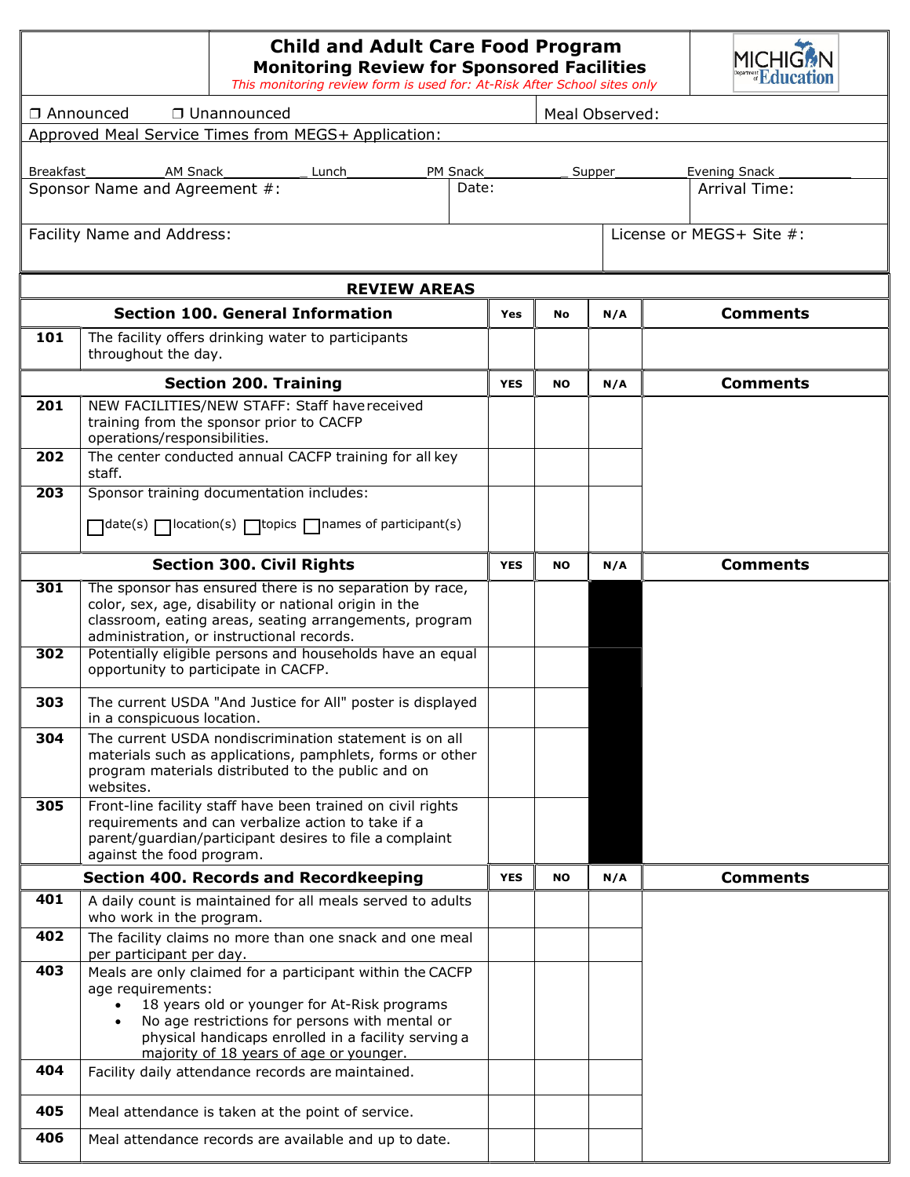# Child and Adult Care Food Program
## Monitoring Review for Sponsored Facilities

*This monitoring review form is used for: At-Risk After School sites only*

❒ Announced ❒ Unannounced | Meal Observed:

Approved Meal Service Times from MEGS+ Application:

Breakfast__________ AM Snack___________ Lunch___________ PM Snack___________ Supper___________ Evening Snack___________

Sponsor Name and Agreement #: | Date: | Arrival Time:

Facility Name and Address: | License or MEGS+ Site #:

## REVIEW AREAS

| | Section 100. General Information | Yes | No | N/A | Comments |
|---|---|---|---|---|---|
| 101 | The facility offers drinking water to participants throughout the day. | | | | |

| | Section 200. Training | YES | NO | N/A | Comments |
|---|---|---|---|---|---|
| 201 | NEW FACILITIES/NEW STAFF: Staff have received training from the sponsor prior to CACFP operations/responsibilities. | | | | |
| 202 | The center conducted annual CACFP training for all key staff. | | | | |
| 203 | Sponsor training documentation includes: ☐ date(s) ☐ location(s) ☐ topics ☐ names of participant(s) | | | | |

| | Section 300. Civil Rights | YES | NO | N/A | Comments |
|---|---|---|---|---|---|
| 301 | The sponsor has ensured there is no separation by race, color, sex, age, disability or national origin in the classroom, eating areas, seating arrangements, program administration, or instructional records. | | | | |
| 302 | Potentially eligible persons and households have an equal opportunity to participate in CACFP. | | | | |
| 303 | The current USDA "And Justice for All" poster is displayed in a conspicuous location. | | | | |
| 304 | The current USDA nondiscrimination statement is on all materials such as applications, pamphlets, forms or other program materials distributed to the public and on websites. | | | | |
| 305 | Front-line facility staff have been trained on civil rights requirements and can verbalize action to take if a parent/guardian/participant desires to file a complaint against the food program. | | | | |

| | Section 400. Records and Recordkeeping | YES | NO | N/A | Comments |
|---|---|---|---|---|---|
| 401 | A daily count is maintained for all meals served to adults who work in the program. | | | | |
| 402 | The facility claims no more than one snack and one meal per participant per day. | | | | |
| 403 | Meals are only claimed for a participant within the CACFP age requirements:<br>• 18 years old or younger for At-Risk programs<br>• No age restrictions for persons with mental or physical handicaps enrolled in a facility serving a majority of 18 years of age or younger. | | | | |
| 404 | Facility daily attendance records are maintained. | | | | |
| 405 | Meal attendance is taken at the point of service. | | | | |
| 406 | Meal attendance records are available and up to date. | | | | |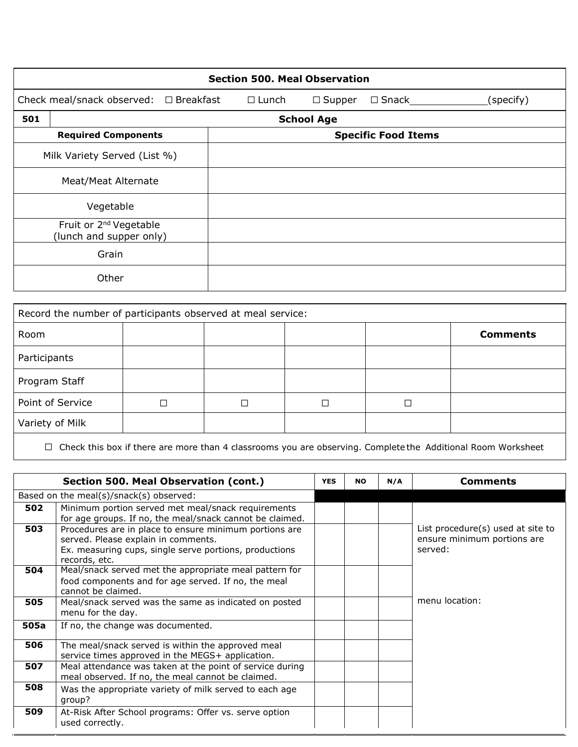## Section 500. Meal Observation

Check meal/snack observed: ☐ Breakfast ☐ Lunch ☐ Supper ☐ Snack____________(specify)

| 501 | School Age |
|---|---|
| **Required Components** | **Specific Food Items** |
| Milk Variety Served (List %) | |
| Meat/Meat Alternate | |
| Vegetable | |
| Fruit or 2nd Vegetable (lunch and supper only) | |
| Grain | |
| Other | |

Record the number of participants observed at meal service:

| Room | | | | | **Comments** |
|---|---|---|---|---|---|
| Participants | | | | | |
| Program Staff | | | | | |
| Point of Service | ☐ | ☐ | ☐ | ☐ | |
| Variety of Milk | | | | | |

☐ Check this box if there are more than 4 classrooms you are observing. Complete the Additional Room Worksheet

| | **Section 500. Meal Observation (cont.)** | **YES** | **NO** | **N/A** | **Comments** |
|---|---|---|---|---|---|
| | Based on the meal(s)/snack(s) observed: | | | | |
| **502** | Minimum portion served met meal/snack requirements for age groups. If no, the meal/snack cannot be claimed. | | | | |
| **503** | Procedures are in place to ensure minimum portions are served. Please explain in comments. Ex. measuring cups, single serve portions, productions records, etc. | | | | List procedure(s) used at site to ensure minimum portions are served: |
| **504** | Meal/snack served met the appropriate meal pattern for food components and for age served. If no, the meal cannot be claimed. | | | | |
| **505** | Meal/snack served was the same as indicated on posted menu for the day. | | | | menu location: |
| **505a** | If no, the change was documented. | | | | |
| **506** | The meal/snack served is within the approved meal service times approved in the MEGS+ application. | | | | |
| **507** | Meal attendance was taken at the point of service during meal observed. If no, the meal cannot be claimed. | | | | |
| **508** | Was the appropriate variety of milk served to each age group? | | | | |
| **509** | At-Risk After School programs: Offer vs. serve option used correctly. | | | | |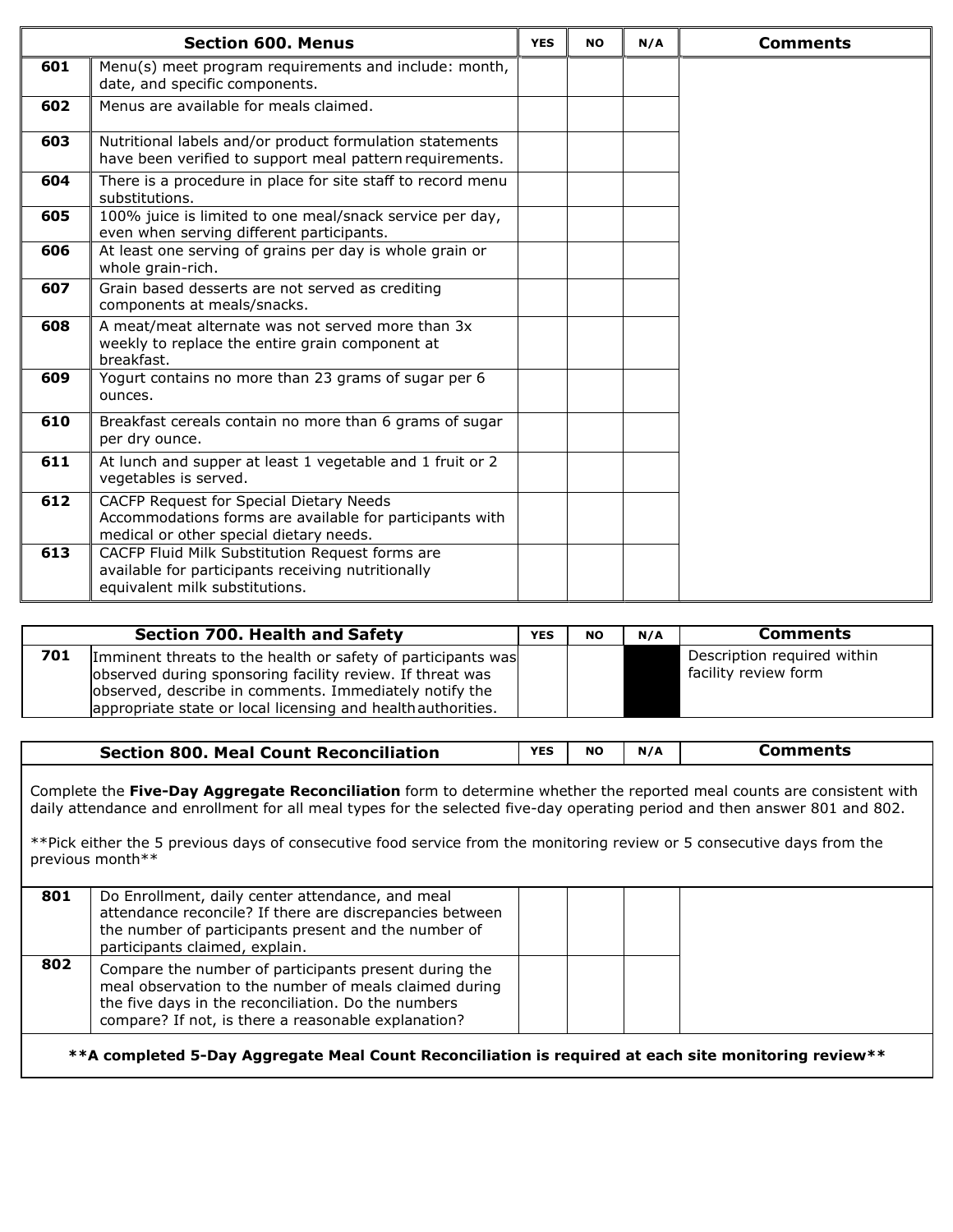| | Section 600. Menus | YES | NO | N/A | Comments |
|---|---|---|---|---|---|
| 601 | Menu(s) meet program requirements and include: month, date, and specific components. | | | | |
| 602 | Menus are available for meals claimed. | | | | |
| 603 | Nutritional labels and/or product formulation statements have been verified to support meal pattern requirements. | | | | |
| 604 | There is a procedure in place for site staff to record menu substitutions. | | | | |
| 605 | 100% juice is limited to one meal/snack service per day, even when serving different participants. | | | | |
| 606 | At least one serving of grains per day is whole grain or whole grain-rich. | | | | |
| 607 | Grain based desserts are not served as crediting components at meals/snacks. | | | | |
| 608 | A meat/meat alternate was not served more than 3x weekly to replace the entire grain component at breakfast. | | | | |
| 609 | Yogurt contains no more than 23 grams of sugar per 6 ounces. | | | | |
| 610 | Breakfast cereals contain no more than 6 grams of sugar per dry ounce. | | | | |
| 611 | At lunch and supper at least 1 vegetable and 1 fruit or 2 vegetables is served. | | | | |
| 612 | CACFP Request for Special Dietary Needs Accommodations forms are available for participants with medical or other special dietary needs. | | | | |
| 613 | CACFP Fluid Milk Substitution Request forms are available for participants receiving nutritionally equivalent milk substitutions. | | | | |

| | Section 700. Health and Safety | YES | NO | N/A | Comments |
|---|---|---|---|---|---|
| 701 | Imminent threats to the health or safety of participants was observed during sponsoring facility review. If threat was observed, describe in comments. Immediately notify the appropriate state or local licensing and health authorities. | | | | Description required within facility review form |

| | Section 800. Meal Count Reconciliation | YES | NO | N/A | Comments |
|---|---|---|---|---|---|
| | Complete the **Five-Day Aggregate Reconciliation** form to determine whether the reported meal counts are consistent with daily attendance and enrollment for all meal types for the selected five-day operating period and then answer 801 and 802.<br><br>\*\*Pick either the 5 previous days of consecutive food service from the monitoring review or 5 consecutive days from the previous month\*\* | | | | |
| 801 | Do Enrollment, daily center attendance, and meal attendance reconcile? If there are discrepancies between the number of participants present and the number of participants claimed, explain. | | | | |
| 802 | Compare the number of participants present during the meal observation to the number of meals claimed during the five days in the reconciliation. Do the numbers compare? If not, is there a reasonable explanation? | | | | |
| | **\*\*A completed 5-Day Aggregate Meal Count Reconciliation is required at each site monitoring review\*\*** | | | | |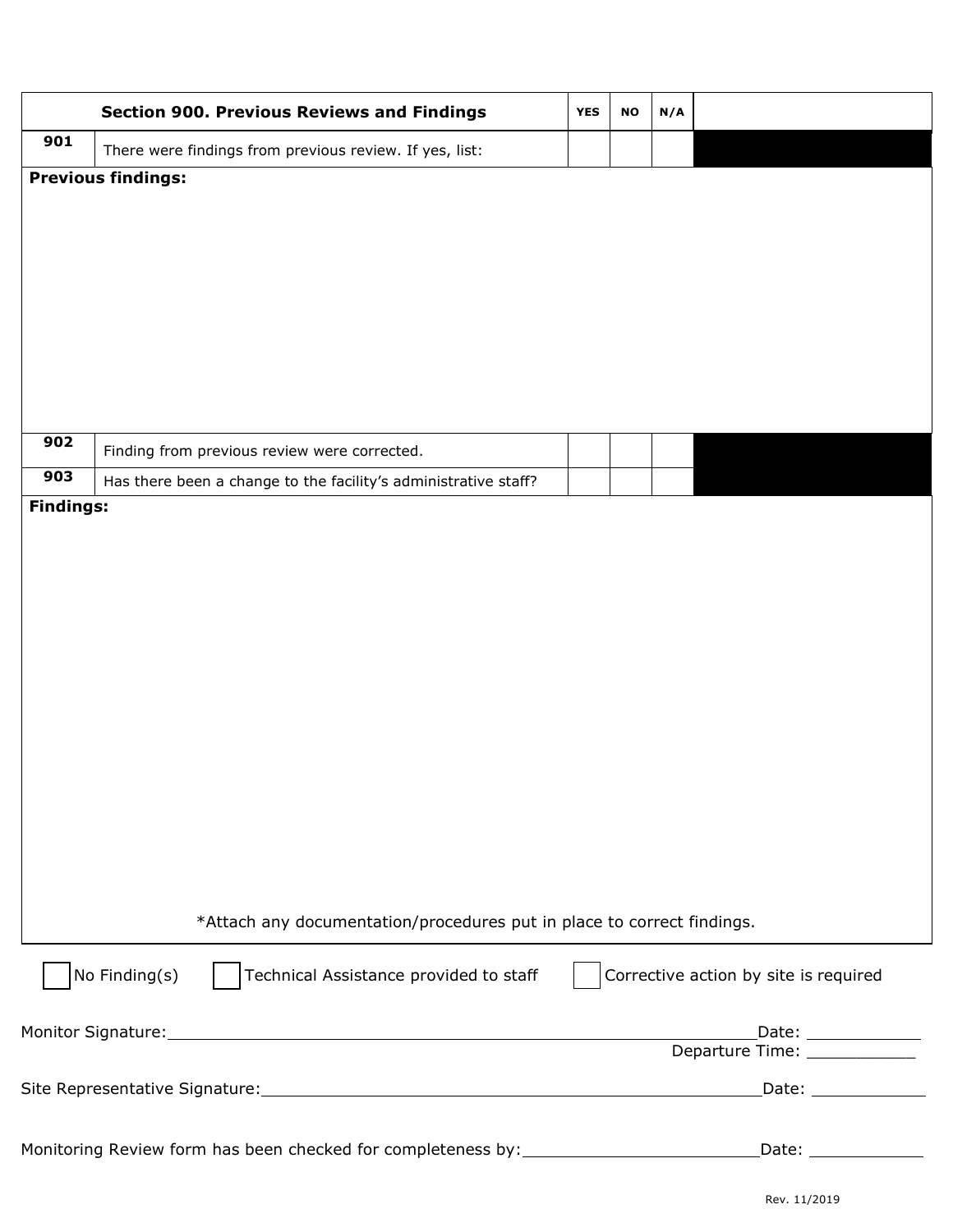| | Section 900. Previous Reviews and Findings | YES | NO | N/A | |
|---|---|---|---|---|---|
| 901 | There were findings from previous review. If yes, list: | | | | |

**Previous findings:**

| | | YES | NO | N/A | |
|---|---|---|---|---|---|
| 902 | Finding from previous review were corrected. | | | | |
| 903 | Has there been a change to the facility's administrative staff? | | | | |

**Findings:**

*Attach any documentation/procedures put in place to correct findings.

☐ No Finding(s) ☐ Technical Assistance provided to staff ☐ Corrective action by site is required

Monitor Signature: ____________________ Date: ____________
Departure Time: ____________

Site Representative Signature: ____________________ Date: ____________

Monitoring Review form has been checked for completeness by: ____________________ Date: ____________

Rev. 11/2019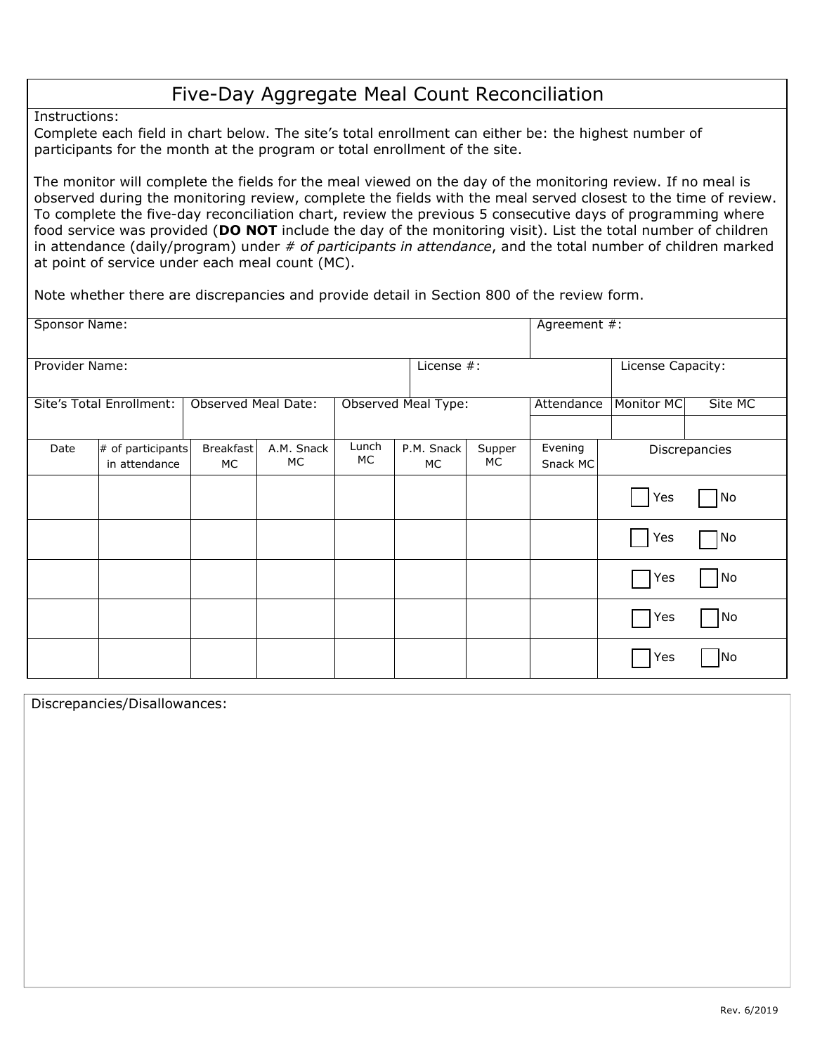# Five-Day Aggregate Meal Count Reconciliation

Instructions:

Complete each field in chart below. The site's total enrollment can either be: the highest number of participants for the month at the program or total enrollment of the site.

The monitor will complete the fields for the meal viewed on the day of the monitoring review. If no meal is observed during the monitoring review, complete the fields with the meal served closest to the time of review. To complete the five-day reconciliation chart, review the previous 5 consecutive days of programming where food service was provided (**DO NOT** include the day of the monitoring visit). List the total number of children in attendance (daily/program) under *# of participants in attendance*, and the total number of children marked at point of service under each meal count (MC).

Note whether there are discrepancies and provide detail in Section 800 of the review form.

| Sponsor Name: | Agreement #: |
|---|---|
| | |

| Provider Name: | License #: | License Capacity: |
|---|---|---|
| | | |

| Site's Total Enrollment: | Observed Meal Date: | Observed Meal Type: | Attendance | Monitor MC | Site MC |
|---|---|---|---|---|---|
| | | | | | |

| Date | # of participants in attendance | Breakfast MC | A.M. Snack MC | Lunch MC | P.M. Snack MC | Supper MC | Evening Snack MC | Discrepancies |
|---|---|---|---|---|---|---|---|---|
| | | | | | | | | ☐ Yes ☐ No |
| | | | | | | | | ☐ Yes ☐ No |
| | | | | | | | | ☐ Yes ☐ No |
| | | | | | | | | ☐ Yes ☐ No |
| | | | | | | | | ☐ Yes ☐ No |

Discrepancies/Disallowances:

Rev. 6/2019